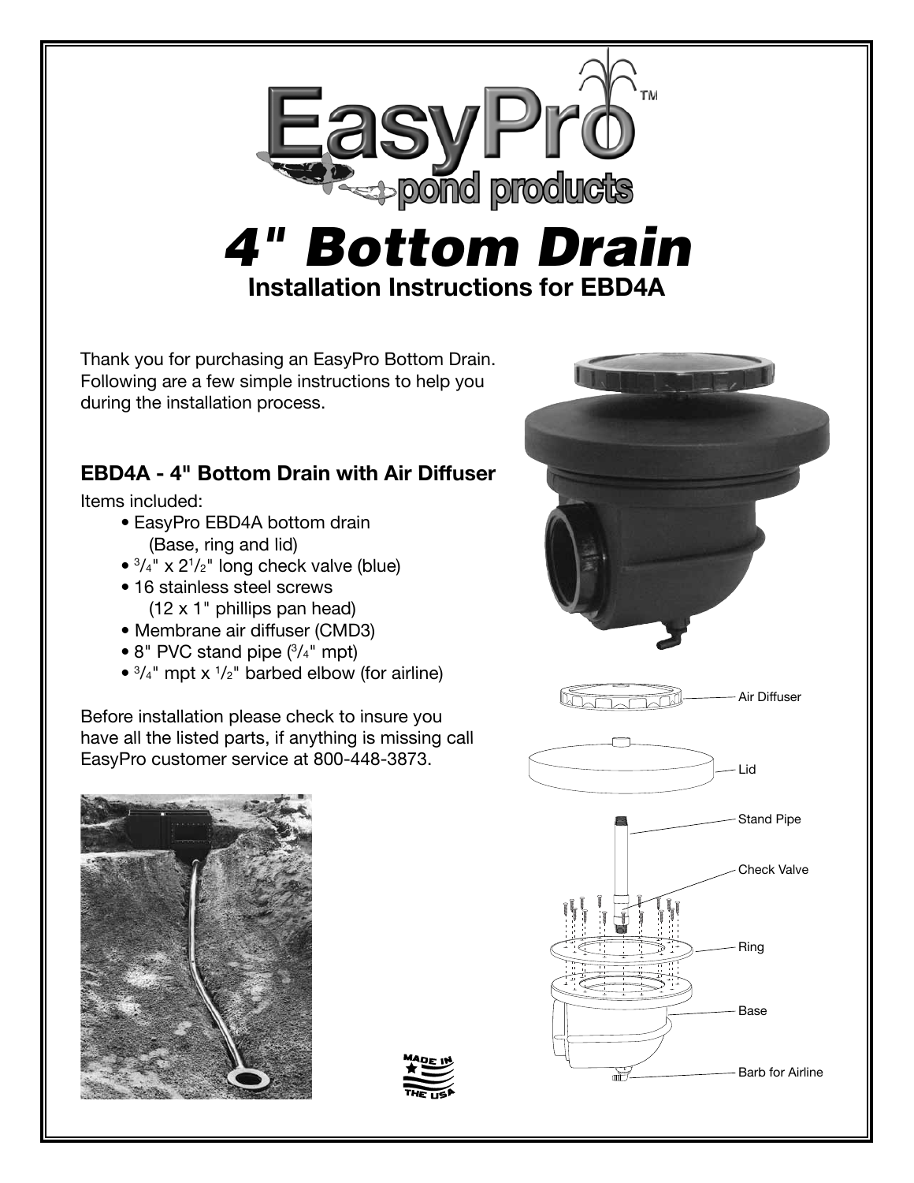# EasyPro pond products

# 4" Bottom Drain

## Installation Instructions for EBD4A

Thank you for purchasing an EasyPro Bottom Drain. Following are a few simple instructions to help you during the installation process.

### EBD4A - 4" Bottom Drain with Air Diffuser

Items included:

- EasyPro EBD4A bottom drain (Base, ring and lid)
- 3/4" x 2 1/2" long check valve (blue)
- 16 stainless steel screws (12 x 1" phillips pan head)
- Membrane air diffuser (CMD3)
- 8" PVC stand pipe (3/4" mpt)
- 3/4" mpt x 1/2" barbed elbow (for airline)

Before installation please check to insure you have all the listed parts, if anything is missing call EasyPro customer service at 800-448-3873.

Air Diffuser

Lid

Stand Pipe

Check Valve

Ring

Base

Barb for Airline

MADE IN THE USA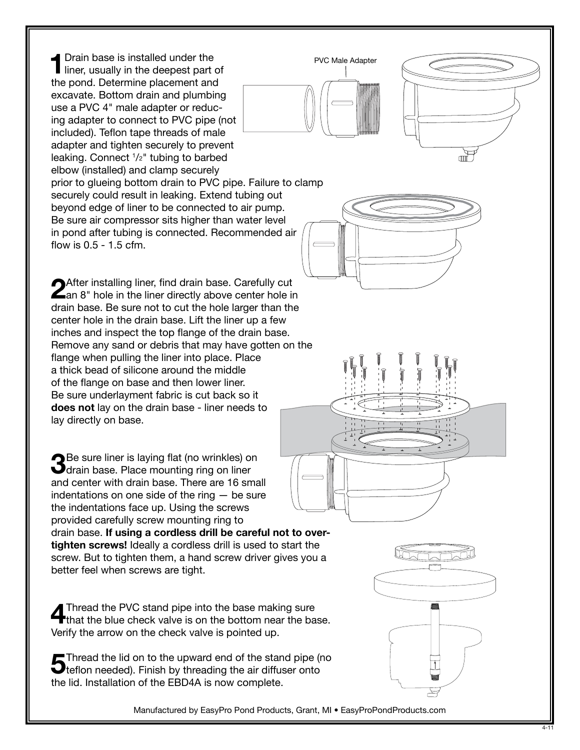**1** Drain base is installed under the liner, usually in the deepest part of the pond. Determine placement and excavate. Bottom drain and plumbing use a PVC 4" male adapter or reducing adapter to connect to PVC pipe (not included). Teflon tape threads of male adapter and tighten securely to prevent leaking. Connect 1/2" tubing to barbed elbow (installed) and clamp securely prior to glueing bottom drain to PVC pipe. Failure to clamp securely could result in leaking. Extend tubing out beyond edge of liner to be connected to air pump. Be sure air compressor sits higher than water level in pond after tubing is connected. Recommended air flow is 0.5 - 1.5 cfm.

PVC Male Adapter

**2** After installing liner, find drain base. Carefully cut an 8" hole in the liner directly above center hole in drain base. Be sure not to cut the hole larger than the center hole in the drain base. Lift the liner up a few inches and inspect the top flange of the drain base. Remove any sand or debris that may have gotten on the flange when pulling the liner into place. Place a thick bead of silicone around the middle of the flange on base and then lower liner. Be sure underlayment fabric is cut back so it **does not** lay on the drain base - liner needs to lay directly on base.

**3** Be sure liner is laying flat (no wrinkles) on drain base. Place mounting ring on liner and center with drain base. There are 16 small indentations on one side of the ring — be sure the indentations face up. Using the screws provided carefully screw mounting ring to drain base. **If using a cordless drill be careful not to over-tighten screws!** Ideally a cordless drill is used to start the screw. But to tighten them, a hand screw driver gives you a better feel when screws are tight.

**4** Thread the PVC stand pipe into the base making sure that the blue check valve is on the bottom near the base. Verify the arrow on the check valve is pointed up.

**5** Thread the lid on to the upward end of the stand pipe (no teflon needed). Finish by threading the air diffuser onto the lid. Installation of the EBD4A is now complete.

Manufactured by EasyPro Pond Products, Grant, MI • EasyProPondProducts.com

4-11